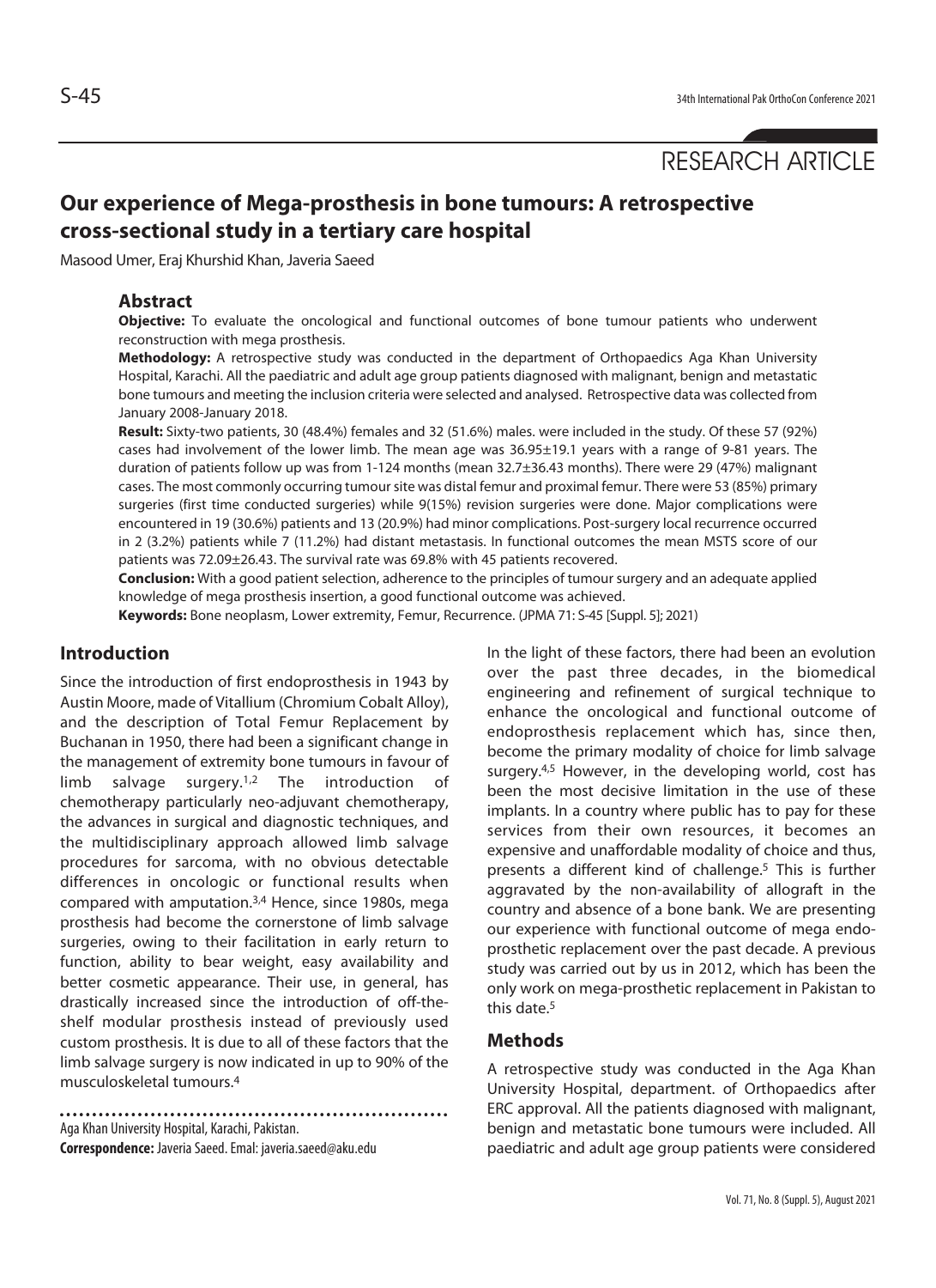RESEARCH ARTICLE

# Our experience of Mega-prosthesis in bone tumours: A retrospective cross-sectional study in a tertiary care hospital

Masood Umer, Eraj Khurshid Khan, Javeria Saeed

## Abstract

**Objective:** To evaluate the oncological and functional outcomes of bone tumour patients who underwent reconstruction with mega prosthesis.

**Methodology:** A retrospective study was conducted in the department of Orthopaedics Aga Khan University Hospital, Karachi. All the paediatric and adult age group patients diagnosed with malignant, benign and metastatic bone tumours and meeting the inclusion criteria were selected and analysed. Retrospective data was collected from January 2008-January 2018.

**Result:** Sixty-two patients, 30 (48.4%) females and 32 (51.6%) males. were included in the study. Of these 57 (92%) cases had involvement of the lower limb. The mean age was 36.95±19.1 years with a range of 9-81 years. The duration of patients follow up was from 1-124 months (mean 32.7±36.43 months). There were 29 (47%) malignant cases. The most commonly occurring tumour site was distal femur and proximal femur. There were 53 (85%) primary surgeries (first time conducted surgeries) while 9(15%) revision surgeries were done. Major complications were encountered in 19 (30.6%) patients and 13 (20.9%) had minor complications. Post-surgery local recurrence occurred in 2 (3.2%) patients while 7 (11.2%) had distant metastasis. In functional outcomes the mean MSTS score of our patients was 72.09±26.43. The survival rate was 69.8% with 45 patients recovered.

**Conclusion:** With a good patient selection, adherence to the principles of tumour surgery and an adequate applied knowledge of mega prosthesis insertion, a good functional outcome was achieved.

**Keywords:** Bone neoplasm, Lower extremity, Femur, Recurrence. (JPMA 71: S-45 [Suppl. 5]; 2021)

## Introduction

Since the introduction of first endoprosthesis in 1943 by Austin Moore, made of Vitallium (Chromium Cobalt Alloy), and the description of Total Femur Replacement by Buchanan in 1950, there had been a significant change in the management of extremity bone tumours in favour of limb salvage surgery.[1,2] The introduction of chemotherapy particularly neo-adjuvant chemotherapy, the advances in surgical and diagnostic techniques, and the multidisciplinary approach allowed limb salvage procedures for sarcoma, with no obvious detectable differences in oncologic or functional results when compared with amputation.[3,4] Hence, since 1980s, mega prosthesis had become the cornerstone of limb salvage surgeries, owing to their facilitation in early return to function, ability to bear weight, easy availability and better cosmetic appearance. Their use, in general, has drastically increased since the introduction of off-the-shelf modular prosthesis instead of previously used custom prosthesis. It is due to all of these factors that the limb salvage surgery is now indicated in up to 90% of the musculoskeletal tumours.[4]

In the light of these factors, there had been an evolution over the past three decades, in the biomedical engineering and refinement of surgical technique to enhance the oncological and functional outcome of endoprosthesis replacement which has, since then, become the primary modality of choice for limb salvage surgery.[4,5] However, in the developing world, cost has been the most decisive limitation in the use of these implants. In a country where public has to pay for these services from their own resources, it becomes an expensive and unaffordable modality of choice and thus, presents a different kind of challenge.[5] This is further aggravated by the non-availability of allograft in the country and absence of a bone bank. We are presenting our experience with functional outcome of mega endo-prosthetic replacement over the past decade. A previous study was carried out by us in 2012, which has been the only work on mega-prosthetic replacement in Pakistan to this date.[5]

## Methods

A retrospective study was conducted in the Aga Khan University Hospital, department. of Orthopaedics after ERC approval. All the patients diagnosed with malignant, benign and metastatic bone tumours were included. All paediatric and adult age group patients were considered

Aga Khan University Hospital, Karachi, Pakistan.

**Correspondence:** Javeria Saeed. Emal: javeria.saeed@aku.edu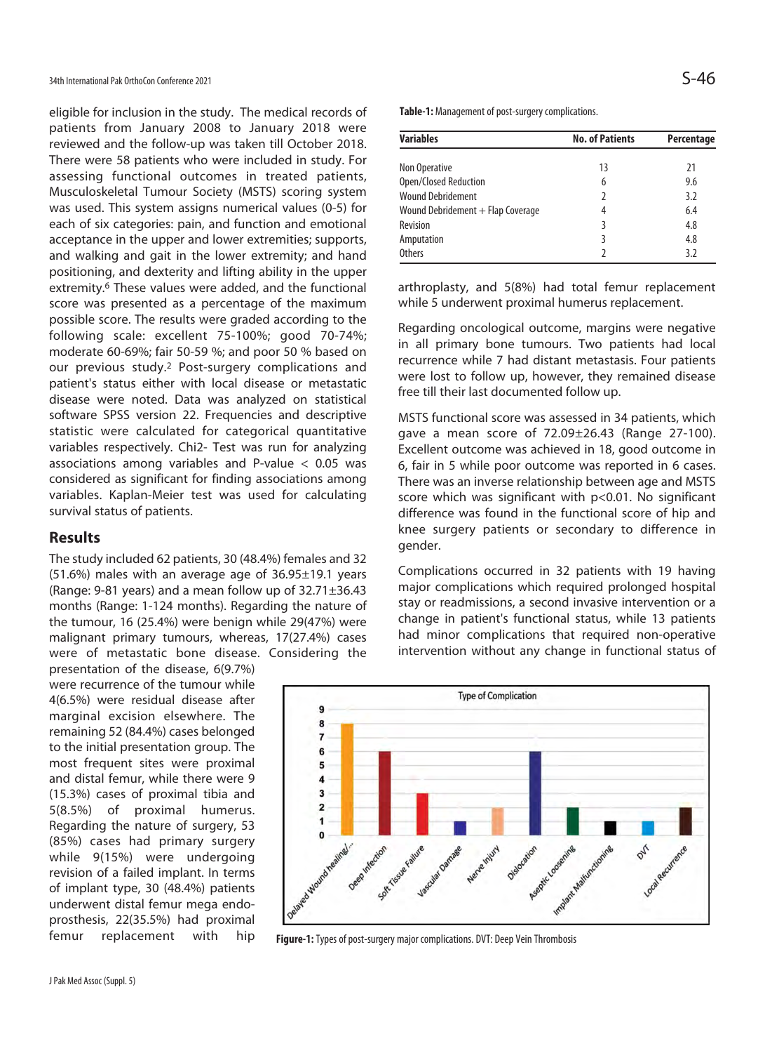eligible for inclusion in the study. The medical records of patients from January 2008 to January 2018 were reviewed and the follow-up was taken till October 2018. There were 58 patients who were included in study. For assessing functional outcomes in treated patients, Musculoskeletal Tumour Society (MSTS) scoring system was used. This system assigns numerical values (0-5) for each of six categories: pain, and function and emotional acceptance in the upper and lower extremities; supports, and walking and gait in the lower extremity; and hand positioning, and dexterity and lifting ability in the upper extremity.[6] These values were added, and the functional score was presented as a percentage of the maximum possible score. The results were graded according to the following scale: excellent 75-100%; good 70-74%; moderate 60-69%; fair 50-59 %; and poor 50 % based on our previous study.[2] Post-surgery complications and patient's status either with local disease or metastatic disease were noted. Data was analyzed on statistical software SPSS version 22. Frequencies and descriptive statistic were calculated for categorical quantitative variables respectively. Chi2- Test was run for analyzing associations among variables and P-value < 0.05 was considered as significant for finding associations among variables. Kaplan-Meier test was used for calculating survival status of patients.

## Results

The study included 62 patients, 30 (48.4%) females and 32 (51.6%) males with an average age of 36.95±19.1 years (Range: 9-81 years) and a mean follow up of 32.71±36.43 months (Range: 1-124 months). Regarding the nature of the tumour, 16 (25.4%) were benign while 29(47%) were malignant primary tumours, whereas, 17(27.4%) cases were of metastatic bone disease. Considering the presentation of the disease, 6(9.7%) were recurrence of the tumour while 4(6.5%) were residual disease after marginal excision elsewhere. The remaining 52 (84.4%) cases belonged to the initial presentation group. The most frequent sites were proximal and distal femur, while there were 9 (15.3%) cases of proximal tibia and 5(8.5%) of proximal humerus. Regarding the nature of surgery, 53 (85%) cases had primary surgery while 9(15%) were undergoing revision of a failed implant. In terms of implant type, 30 (48.4%) patients underwent distal femur mega endo-prosthesis, 22(35.5%) had proximal femur replacement with hip arthroplasty, and 5(8%) had total femur replacement while 5 underwent proximal humerus replacement.

**Table-1:** Management of post-surgery complications.

| Variables | No. of Patients | Percentage |
|---|---|---|
| Non Operative | 13 | 21 |
| Open/Closed Reduction | 6 | 9.6 |
| Wound Debridement | 2 | 3.2 |
| Wound Debridement + Flap Coverage | 4 | 6.4 |
| Revision | 3 | 4.8 |
| Amputation | 3 | 4.8 |
| Others | 2 | 3.2 |

Regarding oncological outcome, margins were negative in all primary bone tumours. Two patients had local recurrence while 7 had distant metastasis. Four patients were lost to follow up, however, they remained disease free till their last documented follow up.

MSTS functional score was assessed in 34 patients, which gave a mean score of 72.09±26.43 (Range 27-100). Excellent outcome was achieved in 18, good outcome in 6, fair in 5 while poor outcome was reported in 6 cases. There was an inverse relationship between age and MSTS score which was significant with p<0.01. No significant difference was found in the functional score of hip and knee surgery patients or secondary to difference in gender.

Complications occurred in 32 patients with 19 having major complications which required prolonged hospital stay or readmissions, a second invasive intervention or a change in patient's functional status, while 13 patients had minor complications that required non-operative intervention without any change in functional status of

**Figure-1:** Types of post-surgery major complications. DVT: Deep Vein Thrombosis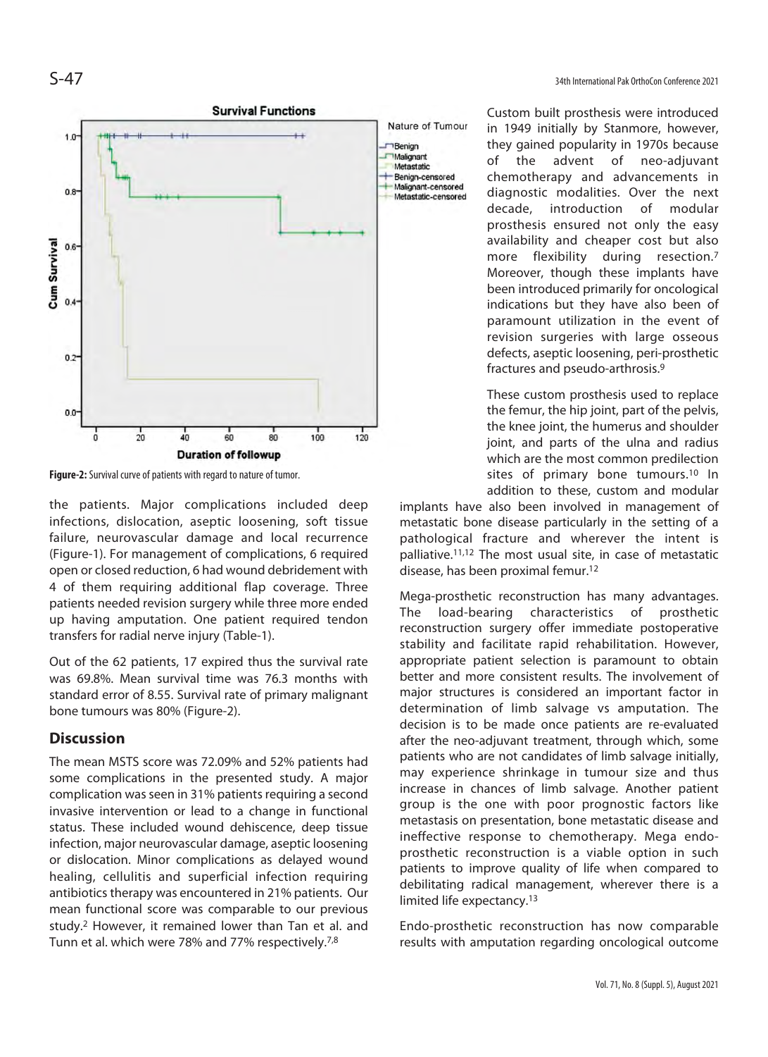**Figure-2:** Survival curve of patients with regard to nature of tumor.

the patients. Major complications included deep infections, dislocation, aseptic loosening, soft tissue failure, neurovascular damage and local recurrence (Figure-1). For management of complications, 6 required open or closed reduction, 6 had wound debridement with 4 of them requiring additional flap coverage. Three patients needed revision surgery while three more ended up having amputation. One patient required tendon transfers for radial nerve injury (Table-1).

Out of the 62 patients, 17 expired thus the survival rate was 69.8%. Mean survival time was 76.3 months with standard error of 8.55. Survival rate of primary malignant bone tumours was 80% (Figure-2).

## Discussion

The mean MSTS score was 72.09% and 52% patients had some complications in the presented study. A major complication was seen in 31% patients requiring a second invasive intervention or lead to a change in functional status. These included wound dehiscence, deep tissue infection, major neurovascular damage, aseptic loosening or dislocation. Minor complications as delayed wound healing, cellulitis and superficial infection requiring antibiotics therapy was encountered in 21% patients. Our mean functional score was comparable to our previous study.[2] However, it remained lower than Tan et al. and Tunn et al. which were 78% and 77% respectively.[7,8]

Custom built prosthesis were introduced in 1949 initially by Stanmore, however, they gained popularity in 1970s because of the advent of neo-adjuvant chemotherapy and advancements in diagnostic modalities. Over the next decade, introduction of modular prosthesis ensured not only the easy availability and cheaper cost but also more flexibility during resection.[7] Moreover, though these implants have been introduced primarily for oncological indications but they have also been of paramount utilization in the event of revision surgeries with large osseous defects, aseptic loosening, peri-prosthetic fractures and pseudo-arthrosis.[9]

These custom prosthesis used to replace the femur, the hip joint, part of the pelvis, the knee joint, the humerus and shoulder joint, and parts of the ulna and radius which are the most common predilection sites of primary bone tumours.[10] In addition to these, custom and modular implants have also been involved in management of metastatic bone disease particularly in the setting of a pathological fracture and wherever the intent is palliative.[11,12] The most usual site, in case of metastatic disease, has been proximal femur.[12]

Mega-prosthetic reconstruction has many advantages. The load-bearing characteristics of prosthetic reconstruction surgery offer immediate postoperative stability and facilitate rapid rehabilitation. However, appropriate patient selection is paramount to obtain better and more consistent results. The involvement of major structures is considered an important factor in determination of limb salvage vs amputation. The decision is to be made once patients are re-evaluated after the neo-adjuvant treatment, through which, some patients who are not candidates of limb salvage initially, may experience shrinkage in tumour size and thus increase in chances of limb salvage. Another patient group is the one with poor prognostic factors like metastasis on presentation, bone metastatic disease and ineffective response to chemotherapy. Mega endo-prosthetic reconstruction is a viable option in such patients to improve quality of life when compared to debilitating radical management, wherever there is a limited life expectancy.[13]

Endo-prosthetic reconstruction has now comparable results with amputation regarding oncological outcome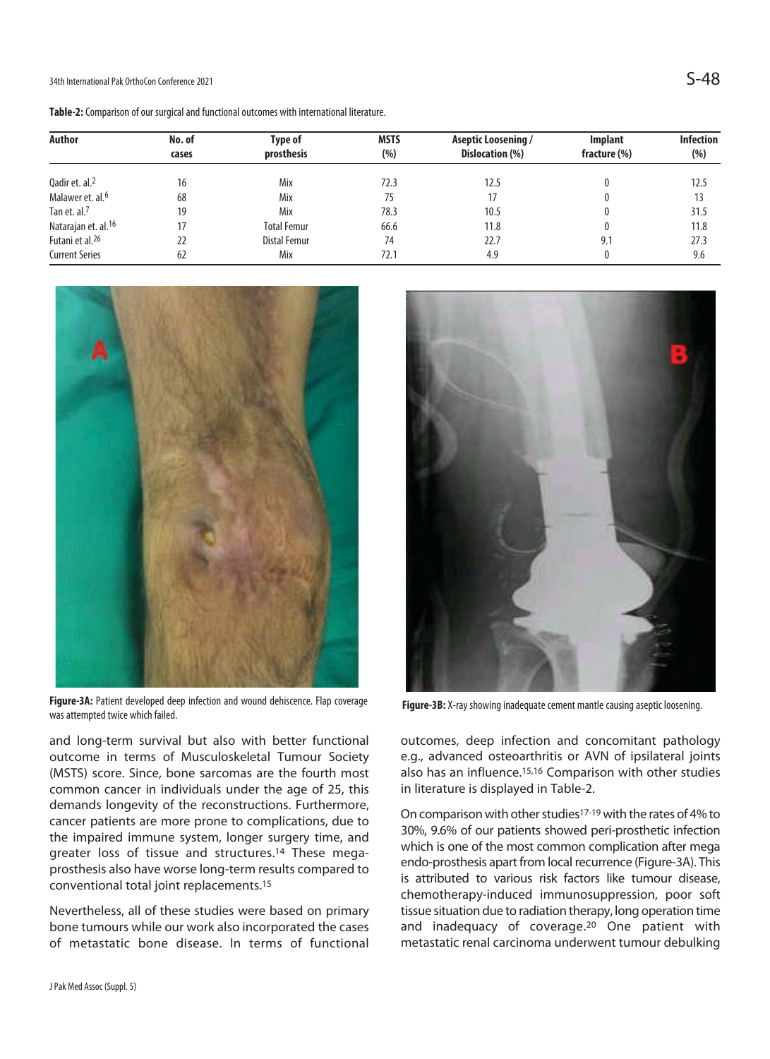**Table-2:** Comparison of our surgical and functional outcomes with international literature.

| Author | No. of cases | Type of prosthesis | MSTS (%) | Aseptic Loosening / Dislocation (%) | Implant fracture (%) | Infection (%) |
|---|---|---|---|---|---|---|
| Qadir et. al.[2] | 16 | Mix | 72.3 | 12.5 | 0 | 12.5 |
| Malawer et. al.[6] | 68 | Mix | 75 | 17 | 0 | 13 |
| Tan et. al.[7] | 19 | Mix | 78.3 | 10.5 | 0 | 31.5 |
| Natarajan et. al.[16] | 17 | Total Femur | 66.6 | 11.8 | 0 | 11.8 |
| Futani et al.[26] | 22 | Distal Femur | 74 | 22.7 | 9.1 | 27.3 |
| Current Series | 62 | Mix | 72.1 | 4.9 | 0 | 9.6 |

**Figure-3A:** Patient developed deep infection and wound dehiscence. Flap coverage was attempted twice which failed.

**Figure-3B:** X-ray showing inadequate cement mantle causing aseptic loosening.

and long-term survival but also with better functional outcome in terms of Musculoskeletal Tumour Society (MSTS) score. Since, bone sarcomas are the fourth most common cancer in individuals under the age of 25, this demands longevity of the reconstructions. Furthermore, cancer patients are more prone to complications, due to the impaired immune system, longer surgery time, and greater loss of tissue and structures.[14] These mega-prosthesis also have worse long-term results compared to conventional total joint replacements.[15]

Nevertheless, all of these studies were based on primary bone tumours while our work also incorporated the cases of metastatic bone disease. In terms of functional outcomes, deep infection and concomitant pathology e.g., advanced osteoarthritis or AVN of ipsilateral joints also has an influence.[15,16] Comparison with other studies in literature is displayed in Table-2.

On comparison with other studies[17-19] with the rates of 4% to 30%, 9.6% of our patients showed peri-prosthetic infection which is one of the most common complication after mega endo-prosthesis apart from local recurrence (Figure-3A). This is attributed to various risk factors like tumour disease, chemotherapy-induced immunosuppression, poor soft tissue situation due to radiation therapy, long operation time and inadequacy of coverage.[20] One patient with metastatic renal carcinoma underwent tumour debulking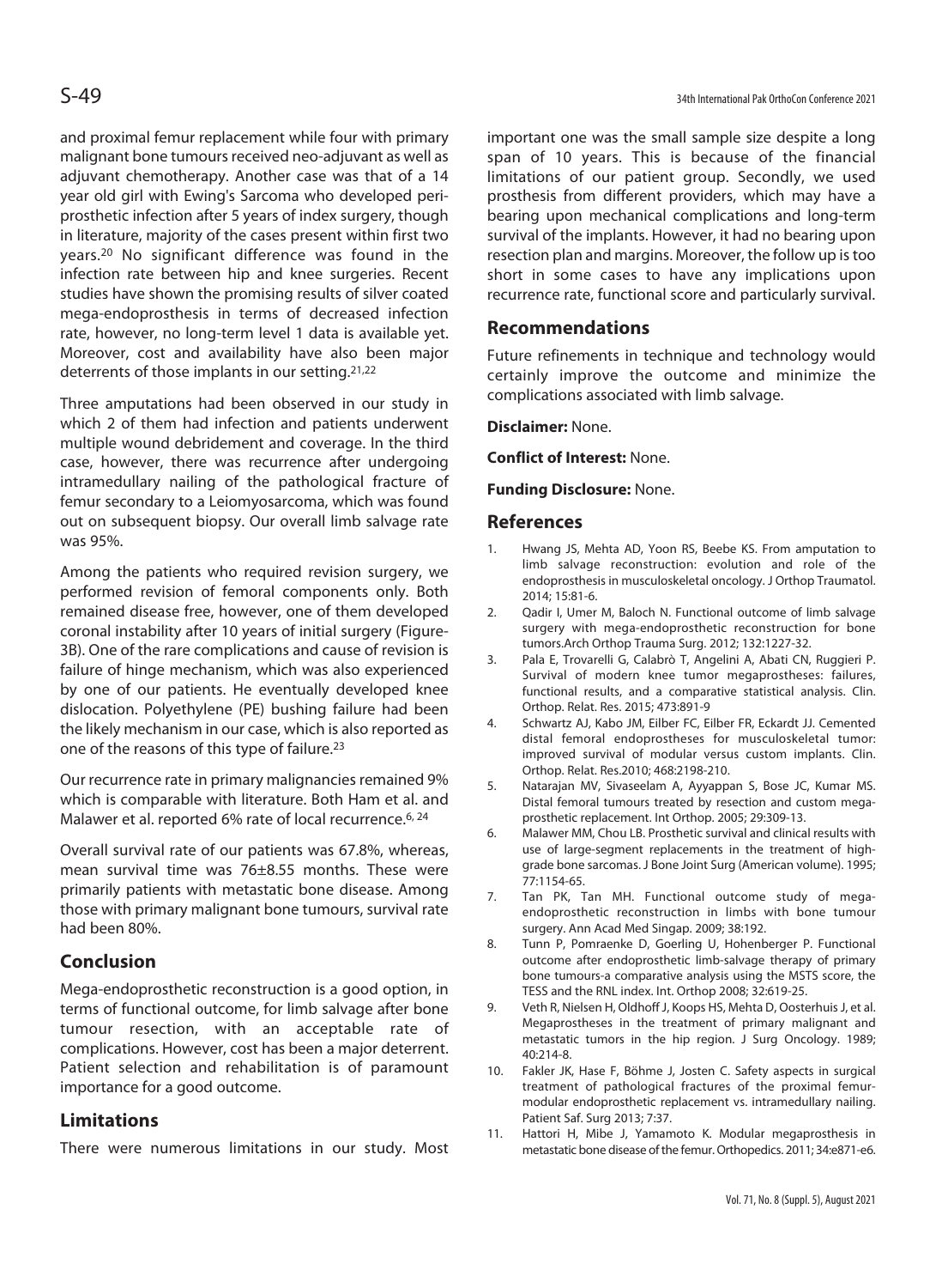and proximal femur replacement while four with primary malignant bone tumours received neo-adjuvant as well as adjuvant chemotherapy. Another case was that of a 14 year old girl with Ewing's Sarcoma who developed periprosthetic infection after 5 years of index surgery, though in literature, majority of the cases present within first two years.[20] No significant difference was found in the infection rate between hip and knee surgeries. Recent studies have shown the promising results of silver coated mega-endoprosthesis in terms of decreased infection rate, however, no long-term level 1 data is available yet. Moreover, cost and availability have also been major deterrents of those implants in our setting.[21,22]

Three amputations had been observed in our study in which 2 of them had infection and patients underwent multiple wound debridement and coverage. In the third case, however, there was recurrence after undergoing intramedullary nailing of the pathological fracture of femur secondary to a Leiomyosarcoma, which was found out on subsequent biopsy. Our overall limb salvage rate was 95%.

Among the patients who required revision surgery, we performed revision of femoral components only. Both remained disease free, however, one of them developed coronal instability after 10 years of initial surgery (Figure-3B). One of the rare complications and cause of revision is failure of hinge mechanism, which was also experienced by one of our patients. He eventually developed knee dislocation. Polyethylene (PE) bushing failure had been the likely mechanism in our case, which is also reported as one of the reasons of this type of failure.[23]

Our recurrence rate in primary malignancies remained 9% which is comparable with literature. Both Ham et al. and Malawer et al. reported 6% rate of local recurrence.[6, 24]

Overall survival rate of our patients was 67.8%, whereas, mean survival time was 76±8.55 months. These were primarily patients with metastatic bone disease. Among those with primary malignant bone tumours, survival rate had been 80%.

## Conclusion

Mega-endoprosthetic reconstruction is a good option, in terms of functional outcome, for limb salvage after bone tumour resection, with an acceptable rate of complications. However, cost has been a major deterrent. Patient selection and rehabilitation is of paramount importance for a good outcome.

## Limitations

There were numerous limitations in our study. Most important one was the small sample size despite a long span of 10 years. This is because of the financial limitations of our patient group. Secondly, we used prosthesis from different providers, which may have a bearing upon mechanical complications and long-term survival of the implants. However, it had no bearing upon resection plan and margins. Moreover, the follow up is too short in some cases to have any implications upon recurrence rate, functional score and particularly survival.

## Recommendations

Future refinements in technique and technology would certainly improve the outcome and minimize the complications associated with limb salvage.

**Disclaimer:** None.

**Conflict of Interest:** None.

**Funding Disclosure:** None.

## References

1. Hwang JS, Mehta AD, Yoon RS, Beebe KS. From amputation to limb salvage reconstruction: evolution and role of the endoprosthesis in musculoskeletal oncology. J Orthop Traumatol. 2014; 15:81-6.
2. Qadir I, Umer M, Baloch N. Functional outcome of limb salvage surgery with mega-endoprosthetic reconstruction for bone tumors.Arch Orthop Trauma Surg. 2012; 132:1227-32.
3. Pala E, Trovarelli G, Calabrò T, Angelini A, Abati CN, Ruggieri P. Survival of modern knee tumor megaprostheses: failures, functional results, and a comparative statistical analysis. Clin. Orthop. Relat. Res. 2015; 473:891-9
4. Schwartz AJ, Kabo JM, Eilber FC, Eilber FR, Eckardt JJ. Cemented distal femoral endoprostheses for musculoskeletal tumor: improved survival of modular versus custom implants. Clin. Orthop. Relat. Res.2010; 468:2198-210.
5. Natarajan MV, Sivaseelam A, Ayyappan S, Bose JC, Kumar MS. Distal femoral tumours treated by resection and custom mega-prosthetic replacement. Int Orthop. 2005; 29:309-13.
6. Malawer MM, Chou LB. Prosthetic survival and clinical results with use of large-segment replacements in the treatment of high-grade bone sarcomas. J Bone Joint Surg (American volume). 1995; 77:1154-65.
7. Tan PK, Tan MH. Functional outcome study of mega-endoprosthetic reconstruction in limbs with bone tumour surgery. Ann Acad Med Singap. 2009; 38:192.
8. Tunn P, Pomraenke D, Goerling U, Hohenberger P. Functional outcome after endoprosthetic limb-salvage therapy of primary bone tumours-a comparative analysis using the MSTS score, the TESS and the RNL index. Int. Orthop 2008; 32:619-25.
9. Veth R, Nielsen H, Oldhoff J, Koops HS, Mehta D, Oosterhuis J, et al. Megaprostheses in the treatment of primary malignant and metastatic tumors in the hip region. J Surg Oncology. 1989; 40:214-8.
10. Fakler JK, Hase F, Böhme J, Josten C. Safety aspects in surgical treatment of pathological fractures of the proximal femur-modular endoprosthetic replacement vs. intramedullary nailing. Patient Saf. Surg 2013; 7:37.
11. Hattori H, Mibe J, Yamamoto K. Modular megaprosthesis in metastatic bone disease of the femur. Orthopedics. 2011; 34:e871-e6.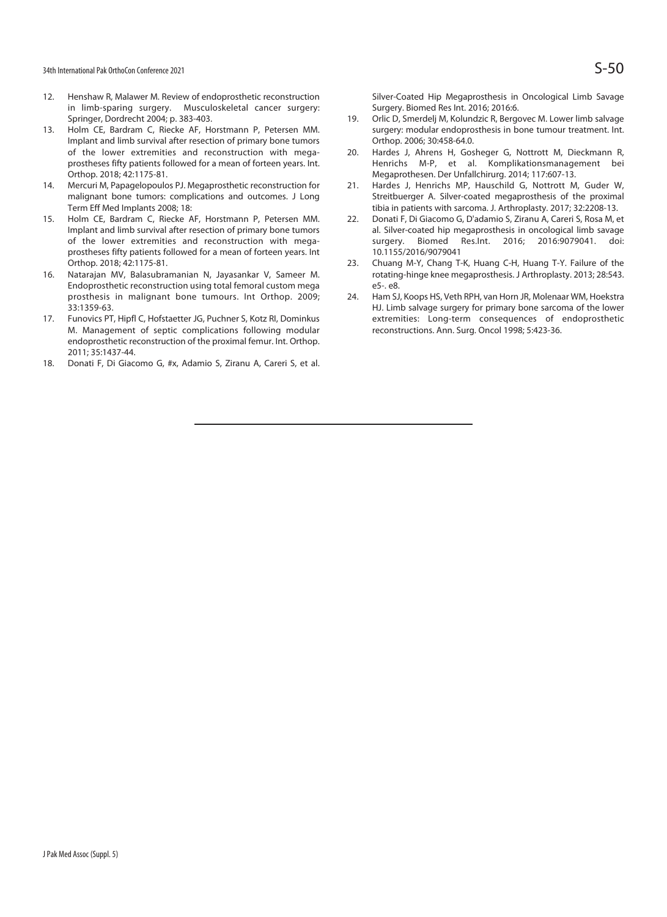12. Henshaw R, Malawer M. Review of endoprosthetic reconstruction in limb-sparing surgery. Musculoskeletal cancer surgery: Springer, Dordrecht 2004; p. 383-403.
13. Holm CE, Bardram C, Riecke AF, Horstmann P, Petersen MM. Implant and limb survival after resection of primary bone tumors of the lower extremities and reconstruction with mega-prostheses fifty patients followed for a mean of forteen years. Int. Orthop. 2018; 42:1175-81.
14. Mercuri M, Papagelopoulos PJ. Megaprosthetic reconstruction for malignant bone tumors: complications and outcomes. J Long Term Eff Med Implants 2008; 18:
15. Holm CE, Bardram C, Riecke AF, Horstmann P, Petersen MM. Implant and limb survival after resection of primary bone tumors of the lower extremities and reconstruction with mega-prostheses fifty patients followed for a mean of forteen years. Int Orthop. 2018; 42:1175-81.
16. Natarajan MV, Balasubramanian N, Jayasankar V, Sameer M. Endoprosthetic reconstruction using total femoral custom mega prosthesis in malignant bone tumours. Int Orthop. 2009; 33:1359-63.
17. Funovics PT, Hipfl C, Hofstaetter JG, Puchner S, Kotz RI, Dominkus M. Management of septic complications following modular endoprosthetic reconstruction of the proximal femur. Int. Orthop. 2011; 35:1437-44.
18. Donati F, Di Giacomo G, #x, Adamio S, Ziranu A, Careri S, et al. Silver-Coated Hip Megaprosthesis in Oncological Limb Savage Surgery. Biomed Res Int. 2016; 2016:6.
19. Orlic D, Smerdelj M, Kolundzic R, Bergovec M. Lower limb salvage surgery: modular endoprosthesis in bone tumour treatment. Int. Orthop. 2006; 30:458-64.0.
20. Hardes J, Ahrens H, Gosheger G, Nottrott M, Dieckmann R, Henrichs M-P, et al. Komplikationsmanagement bei Megaprothesen. Der Unfallchirurg. 2014; 117:607-13.
21. Hardes J, Henrichs MP, Hauschild G, Nottrott M, Guder W, Streitbuerger A. Silver-coated megaprosthesis of the proximal tibia in patients with sarcoma. J. Arthroplasty. 2017; 32:2208-13.
22. Donati F, Di Giacomo G, D'adamio S, Ziranu A, Careri S, Rosa M, et al. Silver-coated hip megaprosthesis in oncological limb savage surgery. Biomed Res.Int. 2016; 2016:9079041. doi: 10.1155/2016/9079041
23. Chuang M-Y, Chang T-K, Huang C-H, Huang T-Y. Failure of the rotating-hinge knee megaprosthesis. J Arthroplasty. 2013; 28:543. e5-. e8.
24. Ham SJ, Koops HS, Veth RPH, van Horn JR, Molenaar WM, Hoekstra HJ. Limb salvage surgery for primary bone sarcoma of the lower extremities: Long-term consequences of endoprosthetic reconstructions. Ann. Surg. Oncol 1998; 5:423-36.